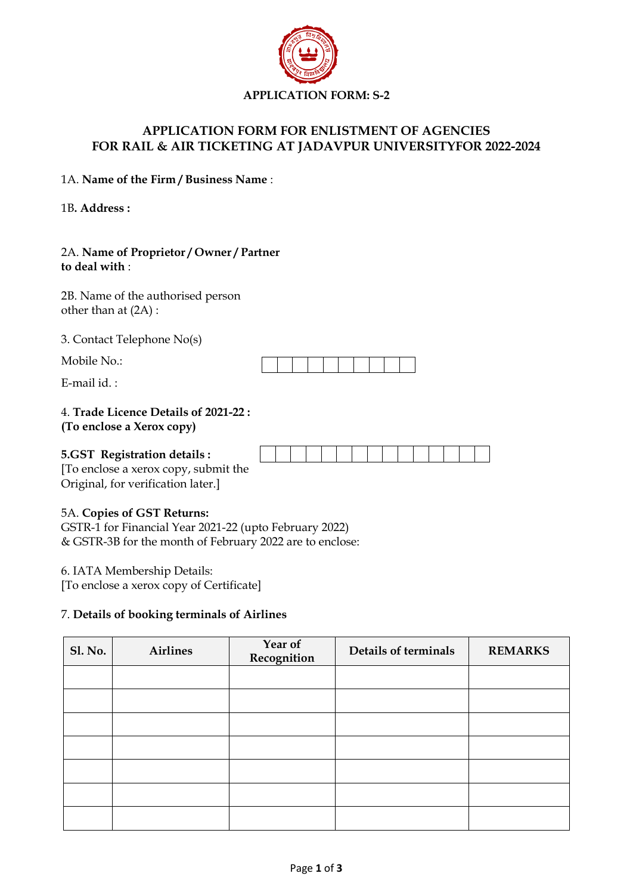**APPLICATION FORM: S-2**

## APPLICATION FORM FOR ENLISTMENT OF AGENCIES FOR RAIL & AIR TICKETING AT JADAVPUR UNIVERSITYFOR 2022-2024

1A. **Name of the Firm / Business Name** :

1B**. Address :**

2A. **Name of Proprietor / Owner / Partner to deal with** :

2B. Name of the authorised person other than at (2A) :

3. Contact Telephone No(s)

Mobile No.:

E-mail id. :

4. **Trade Licence Details of 2021-22 : (To enclose a Xerox copy)**

**5.GST Registration details :**
[To enclose a xerox copy, submit the Original, for verification later.]

5A. **Copies of GST Returns:**
GSTR-1 for Financial Year 2021-22 (upto February 2022) & GSTR-3B for the month of February 2022 are to enclose:

6. IATA Membership Details:
[To enclose a xerox copy of Certificate]

7. **Details of booking terminals of Airlines**

| Sl. No. | Airlines | Year of Recognition | Details of terminals | REMARKS |
|---|---|---|---|---|
| | | | | |
| | | | | |
| | | | | |
| | | | | |
| | | | | |
| | | | | |
| | | | | |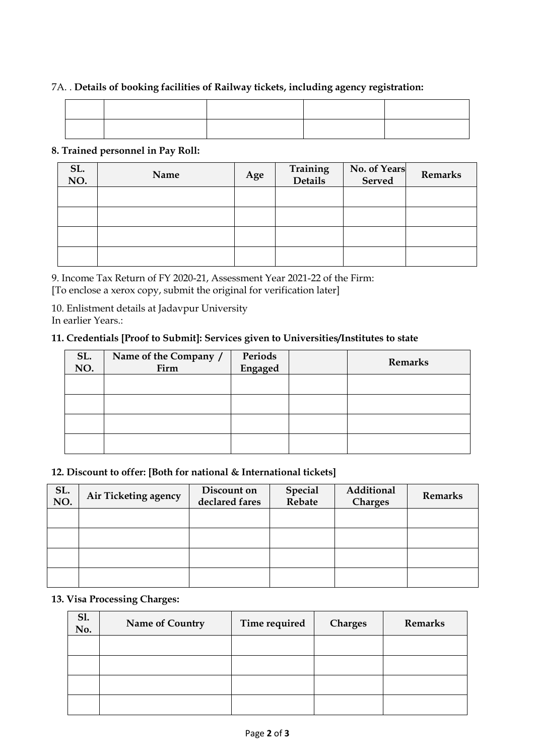7A. . **Details of booking facilities of Railway tickets, including agency registration:**

| | | | | |
|---|---|---|---|---|
| | | | | |
| | | | | |

**8. Trained personnel in Pay Roll:**

| SL. NO. | Name | Age | Training Details | No. of Years Served | Remarks |
|---|---|---|---|---|---|
| | | | | | |
| | | | | | |
| | | | | | |
| | | | | | |

9. Income Tax Return of FY 2020-21, Assessment Year 2021-22 of the Firm:
[To enclose a xerox copy, submit the original for verification later]

10. Enlistment details at Jadavpur University
In earlier Years.:

**11. Credentials [Proof to Submit]: Services given to Universities/Institutes to state**

| SL. NO. | Name of the Company / Firm | Periods Engaged | | Remarks |
|---|---|---|---|---|
| | | | | |
| | | | | |
| | | | | |
| | | | | |

**12. Discount to offer: [Both for national & International tickets]**

| SL. NO. | Air Ticketing agency | Discount on declared fares | Special Rebate | Additional Charges | Remarks |
|---|---|---|---|---|---|
| | | | | | |
| | | | | | |
| | | | | | |
| | | | | | |

**13. Visa Processing Charges:**

| Sl. No. | Name of Country | Time required | Charges | Remarks |
|---|---|---|---|---|
| | | | | |
| | | | | |
| | | | | |
| | | | | |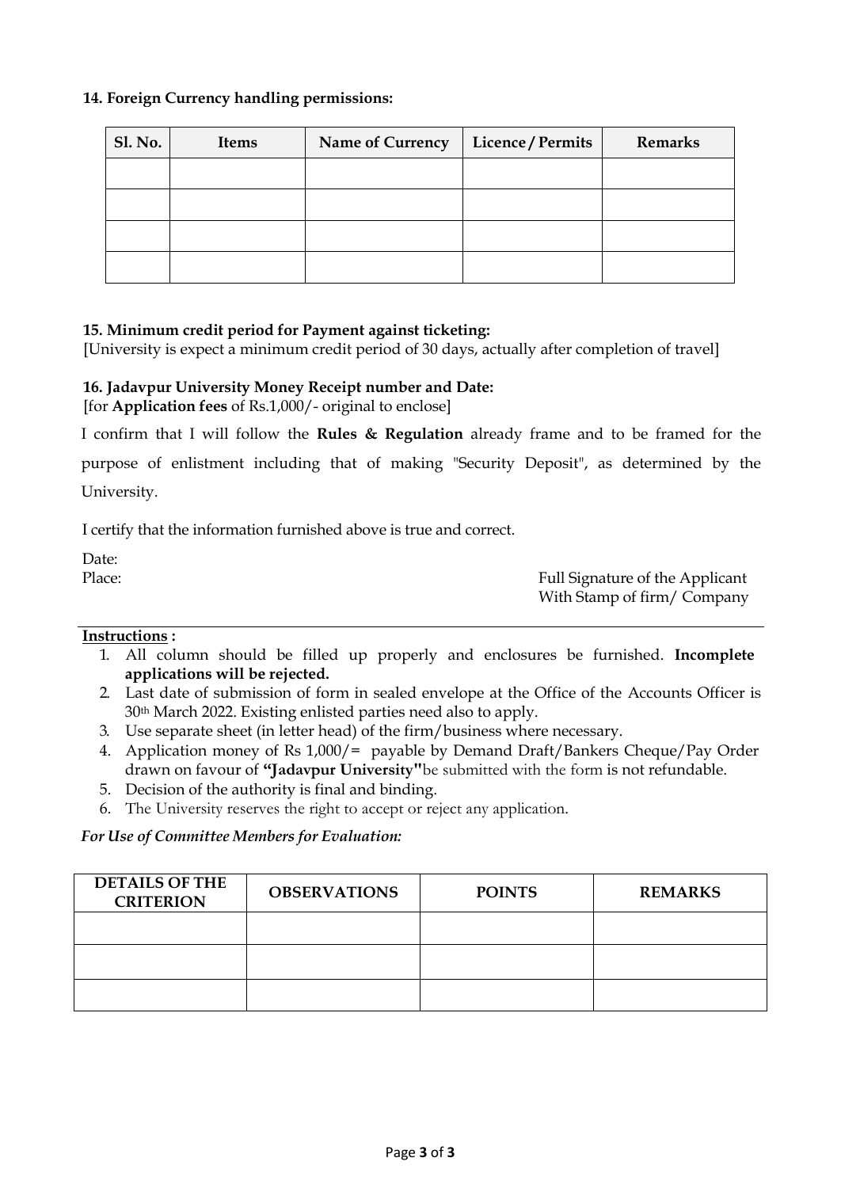**14. Foreign Currency handling permissions:**

| Sl. No. | Items | Name of Currency | Licence / Permits | Remarks |
|---|---|---|---|---|
| | | | | |
| | | | | |
| | | | | |
| | | | | |

**15. Minimum credit period for Payment against ticketing:**
[University is expect a minimum credit period of 30 days, actually after completion of travel]

**16. Jadavpur University Money Receipt number and Date:**
[for **Application fees** of Rs.1,000/- original to enclose]

I confirm that I will follow the **Rules & Regulation** already frame and to be framed for the purpose of enlistment including that of making "Security Deposit", as determined by the University.

I certify that the information furnished above is true and correct.

Date:
Place:

Full Signature of the Applicant
With Stamp of firm/ Company

**Instructions :**

1. All column should be filled up properly and enclosures be furnished. **Incomplete applications will be rejected.**
2. Last date of submission of form in sealed envelope at the Office of the Accounts Officer is 30th March 2022. Existing enlisted parties need also to apply.
3. Use separate sheet (in letter head) of the firm/business where necessary.
4. Application money of Rs 1,000/= payable by Demand Draft/Bankers Cheque/Pay Order drawn on favour of **"Jadavpur University"** be submitted with the form is not refundable.
5. Decision of the authority is final and binding.
6. The University reserves the right to accept or reject any application.

***For Use of Committee Members for Evaluation:***

| DETAILS OF THE CRITERION | OBSERVATIONS | POINTS | REMARKS |
|---|---|---|---|
| | | | |
| | | | |
| | | | |